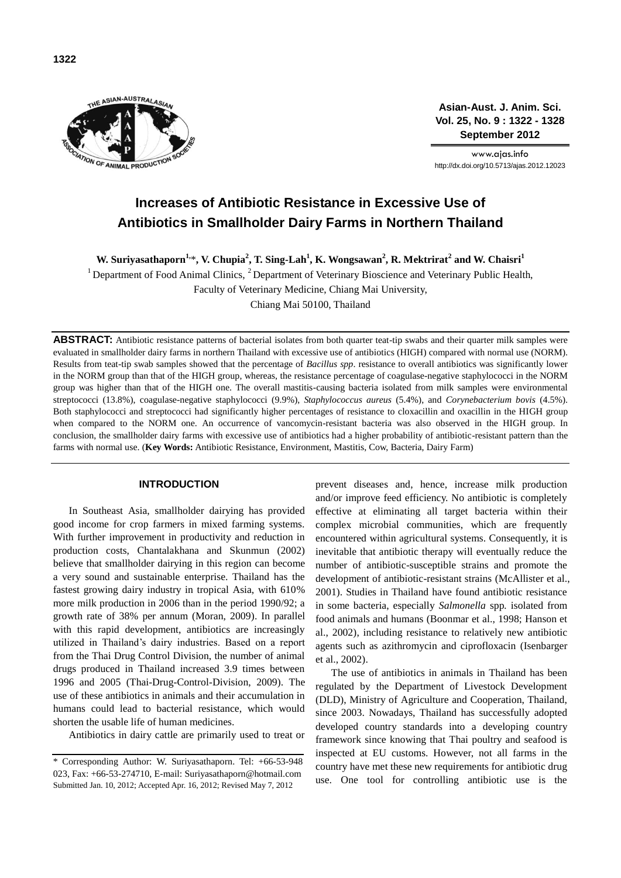# Increases of Antibiotic Resistance in Excessive Use of Antibiotics in Smallholder Dairy Farms in Northern Thailand

**W. Suriyasathaporn[1,]*, V. Chupia[2], T. Sing-Lah[1], K. Wongsawan[2], R. Mektrirat[2] and W. Chaisri[1]**

[1] Department of Food Animal Clinics, [2] Department of Veterinary Bioscience and Veterinary Public Health, Faculty of Veterinary Medicine, Chiang Mai University, Chiang Mai 50100, Thailand

**ABSTRACT:** Antibiotic resistance patterns of bacterial isolates from both quarter teat-tip swabs and their quarter milk samples were evaluated in smallholder dairy farms in northern Thailand with excessive use of antibiotics (HIGH) compared with normal use (NORM). Results from teat-tip swab samples showed that the percentage of *Bacillus spp*. resistance to overall antibiotics was significantly lower in the NORM group than that of the HIGH group, whereas, the resistance percentage of coagulase-negative staphylococci in the NORM group was higher than that of the HIGH one. The overall mastitis-causing bacteria isolated from milk samples were environmental streptococci (13.8%), coagulase-negative staphylococci (9.9%), *Staphylococcus aureus* (5.4%), and *Corynebacterium bovis* (4.5%). Both staphylococci and streptococci had significantly higher percentages of resistance to cloxacillin and oxacillin in the HIGH group when compared to the NORM one. An occurrence of vancomycin-resistant bacteria was also observed in the HIGH group. In conclusion, the smallholder dairy farms with excessive use of antibiotics had a higher probability of antibiotic-resistant pattern than the farms with normal use. (**Key Words:** Antibiotic Resistance, Environment, Mastitis, Cow, Bacteria, Dairy Farm)

## INTRODUCTION

In Southeast Asia, smallholder dairying has provided good income for crop farmers in mixed farming systems. With further improvement in productivity and reduction in production costs, Chantalakhana and Skunmun (2002) believe that smallholder dairying in this region can become a very sound and sustainable enterprise. Thailand has the fastest growing dairy industry in tropical Asia, with 610% more milk production in 2006 than in the period 1990/92; a growth rate of 38% per annum (Moran, 2009). In parallel with this rapid development, antibiotics are increasingly utilized in Thailand's dairy industries. Based on a report from the Thai Drug Control Division, the number of animal drugs produced in Thailand increased 3.9 times between 1996 and 2005 (Thai-Drug-Control-Division, 2009). The use of these antibiotics in animals and their accumulation in humans could lead to bacterial resistance, which would shorten the usable life of human medicines.

Antibiotics in dairy cattle are primarily used to treat or prevent diseases and, hence, increase milk production and/or improve feed efficiency. No antibiotic is completely effective at eliminating all target bacteria within their complex microbial communities, which are frequently encountered within agricultural systems. Consequently, it is inevitable that antibiotic therapy will eventually reduce the number of antibiotic-susceptible strains and promote the development of antibiotic-resistant strains (McAllister et al., 2001). Studies in Thailand have found antibiotic resistance in some bacteria, especially *Salmonella* spp. isolated from food animals and humans (Boonmar et al., 1998; Hanson et al., 2002), including resistance to relatively new antibiotic agents such as azithromycin and ciprofloxacin (Isenbarger et al., 2002).

The use of antibiotics in animals in Thailand has been regulated by the Department of Livestock Development (DLD), Ministry of Agriculture and Cooperation, Thailand, since 2003. Nowadays, Thailand has successfully adopted developed country standards into a developing country framework since knowing that Thai poultry and seafood is inspected at EU customs. However, not all farms in the country have met these new requirements for antibiotic drug use. One tool for controlling antibiotic use is the

\* Corresponding Author: W. Suriyasathaporn. Tel: +66-53-948 023, Fax: +66-53-274710, E-mail: Suriyasathaporn@hotmail.com
Submitted Jan. 10, 2012; Accepted Apr. 16, 2012; Revised May 7, 2012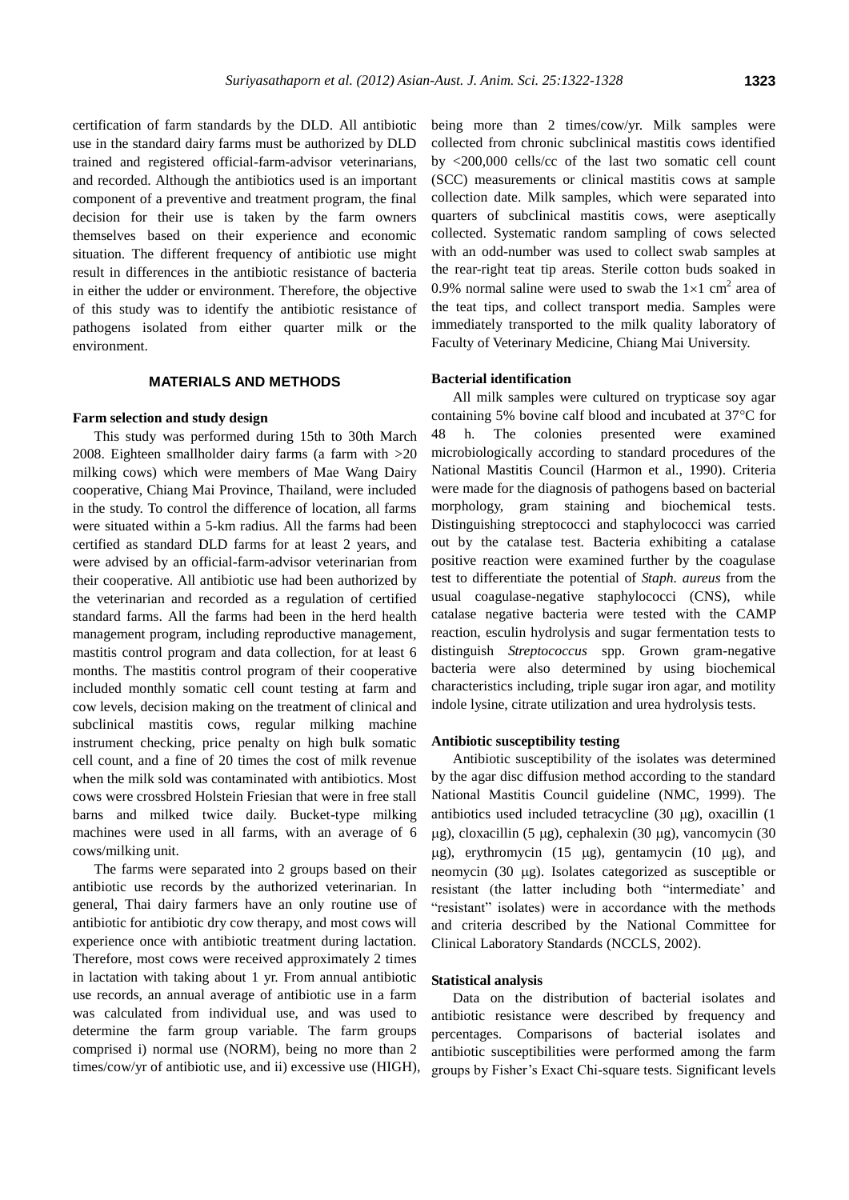certification of farm standards by the DLD. All antibiotic use in the standard dairy farms must be authorized by DLD trained and registered official-farm-advisor veterinarians, and recorded. Although the antibiotics used is an important component of a preventive and treatment program, the final decision for their use is taken by the farm owners themselves based on their experience and economic situation. The different frequency of antibiotic use might result in differences in the antibiotic resistance of bacteria in either the udder or environment. Therefore, the objective of this study was to identify the antibiotic resistance of pathogens isolated from either quarter milk or the environment.

## MATERIALS AND METHODS

### Farm selection and study design

This study was performed during 15th to 30th March 2008. Eighteen smallholder dairy farms (a farm with >20 milking cows) which were members of Mae Wang Dairy cooperative, Chiang Mai Province, Thailand, were included in the study. To control the difference of location, all farms were situated within a 5-km radius. All the farms had been certified as standard DLD farms for at least 2 years, and were advised by an official-farm-advisor veterinarian from their cooperative. All antibiotic use had been authorized by the veterinarian and recorded as a regulation of certified standard farms. All the farms had been in the herd health management program, including reproductive management, mastitis control program and data collection, for at least 6 months. The mastitis control program of their cooperative included monthly somatic cell count testing at farm and cow levels, decision making on the treatment of clinical and subclinical mastitis cows, regular milking machine instrument checking, price penalty on high bulk somatic cell count, and a fine of 20 times the cost of milk revenue when the milk sold was contaminated with antibiotics. Most cows were crossbred Holstein Friesian that were in free stall barns and milked twice daily. Bucket-type milking machines were used in all farms, with an average of 6 cows/milking unit.

The farms were separated into 2 groups based on their antibiotic use records by the authorized veterinarian. In general, Thai dairy farmers have an only routine use of antibiotic for antibiotic dry cow therapy, and most cows will experience once with antibiotic treatment during lactation. Therefore, most cows were received approximately 2 times in lactation with taking about 1 yr. From annual antibiotic use records, an annual average of antibiotic use in a farm was calculated from individual use, and was used to determine the farm group variable. The farm groups comprised i) normal use (NORM), being no more than 2 times/cow/yr of antibiotic use, and ii) excessive use (HIGH), being more than 2 times/cow/yr. Milk samples were collected from chronic subclinical mastitis cows identified by <200,000 cells/cc of the last two somatic cell count (SCC) measurements or clinical mastitis cows at sample collection date. Milk samples, which were separated into quarters of subclinical mastitis cows, were aseptically collected. Systematic random sampling of cows selected with an odd-number was used to collect swab samples at the rear-right teat tip areas. Sterile cotton buds soaked in 0.9% normal saline were used to swab the $1\times1$ cm$^2$ area of the teat tips, and collect transport media. Samples were immediately transported to the milk quality laboratory of Faculty of Veterinary Medicine, Chiang Mai University.

### Bacterial identification

All milk samples were cultured on trypticase soy agar containing 5% bovine calf blood and incubated at 37°C for 48 h. The colonies presented were examined microbiologically according to standard procedures of the National Mastitis Council (Harmon et al., 1990). Criteria were made for the diagnosis of pathogens based on bacterial morphology, gram staining and biochemical tests. Distinguishing streptococci and staphylococci was carried out by the catalase test. Bacteria exhibiting a catalase positive reaction were examined further by the coagulase test to differentiate the potential of *Staph. aureus* from the usual coagulase-negative staphylococci (CNS), while catalase negative bacteria were tested with the CAMP reaction, esculin hydrolysis and sugar fermentation tests to distinguish *Streptococcus* spp. Grown gram-negative bacteria were also determined by using biochemical characteristics including, triple sugar iron agar, and motility indole lysine, citrate utilization and urea hydrolysis tests.

### Antibiotic susceptibility testing

Antibiotic susceptibility of the isolates was determined by the agar disc diffusion method according to the standard National Mastitis Council guideline (NMC, 1999). The antibiotics used included tetracycline (30 μg), oxacillin (1 μg), cloxacillin (5 μg), cephalexin (30 μg), vancomycin (30 μg), erythromycin (15 μg), gentamycin (10 μg), and neomycin (30 μg). Isolates categorized as susceptible or resistant (the latter including both "intermediate' and "resistant" isolates) were in accordance with the methods and criteria described by the National Committee for Clinical Laboratory Standards (NCCLS, 2002).

### Statistical analysis

Data on the distribution of bacterial isolates and antibiotic resistance were described by frequency and percentages. Comparisons of bacterial isolates and antibiotic susceptibilities were performed among the farm groups by Fisher's Exact Chi-square tests. Significant levels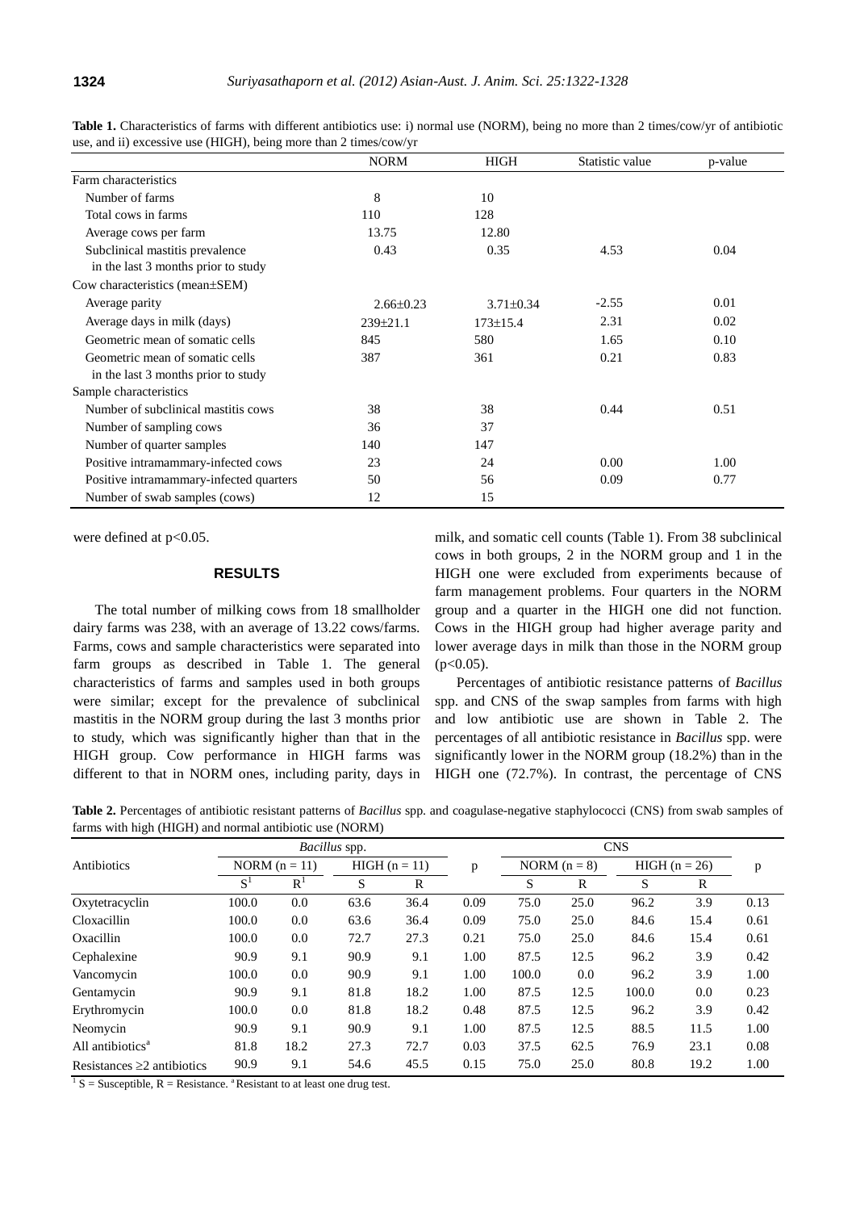**Table 1.** Characteristics of farms with different antibiotics use: i) normal use (NORM), being no more than 2 times/cow/yr of antibiotic use, and ii) excessive use (HIGH), being more than 2 times/cow/yr

| | NORM | HIGH | Statistic value | p-value |
|---|---|---|---|---|
| Farm characteristics | | | | |
| Number of farms | 8 | 10 | | |
| Total cows in farms | 110 | 128 | | |
| Average cows per farm | 13.75 | 12.80 | | |
| Subclinical mastitis prevalence in the last 3 months prior to study | 0.43 | 0.35 | 4.53 | 0.04 |
| Cow characteristics (mean±SEM) | | | | |
| Average parity | 2.66±0.23 | 3.71±0.34 | -2.55 | 0.01 |
| Average days in milk (days) | 239±21.1 | 173±15.4 | 2.31 | 0.02 |
| Geometric mean of somatic cells | 845 | 580 | 1.65 | 0.10 |
| Geometric mean of somatic cells in the last 3 months prior to study | 387 | 361 | 0.21 | 0.83 |
| Sample characteristics | | | | |
| Number of subclinical mastitis cows | 38 | 38 | 0.44 | 0.51 |
| Number of sampling cows | 36 | 37 | | |
| Number of quarter samples | 140 | 147 | | |
| Positive intramammary-infected cows | 23 | 24 | 0.00 | 1.00 |
| Positive intramammary-infected quarters | 50 | 56 | 0.09 | 0.77 |
| Number of swab samples (cows) | 12 | 15 | | |

were defined at $p<0.05$.

## RESULTS

The total number of milking cows from 18 smallholder dairy farms was 238, with an average of 13.22 cows/farms. Farms, cows and sample characteristics were separated into farm groups as described in Table 1. The general characteristics of farms and samples used in both groups were similar; except for the prevalence of subclinical mastitis in the NORM group during the last 3 months prior to study, which was significantly higher than that in the HIGH group. Cow performance in HIGH farms was different to that in NORM ones, including parity, days in milk, and somatic cell counts (Table 1). From 38 subclinical cows in both groups, 2 in the NORM group and 1 in the HIGH one were excluded from experiments because of farm management problems. Four quarters in the NORM group and a quarter in the HIGH one did not function. Cows in the HIGH group had higher average parity and lower average days in milk than those in the NORM group ($p<0.05$).

Percentages of antibiotic resistance patterns of *Bacillus* spp. and CNS of the swap samples from farms with high and low antibiotic use are shown in Table 2. The percentages of all antibiotic resistance in *Bacillus* spp. were significantly lower in the NORM group (18.2%) than in the HIGH one (72.7%). In contrast, the percentage of CNS

**Table 2.** Percentages of antibiotic resistant patterns of *Bacillus* spp. and coagulase-negative staphylococci (CNS) from swab samples of farms with high (HIGH) and normal antibiotic use (NORM)

| Antibiotics | *Bacillus* spp. | | | | | CNS | | | | |
|---|---|---|---|---|---|---|---|---|---|---|
| | NORM (n = 11) | | HIGH (n = 11) | | p | NORM (n = 8) | | HIGH (n = 26) | | p |
| | S[1] | R[1] | S | R | | S | R | S | R | |
| Oxytetracyclin | 100.0 | 0.0 | 63.6 | 36.4 | 0.09 | 75.0 | 25.0 | 96.2 | 3.9 | 0.13 |
| Cloxacillin | 100.0 | 0.0 | 63.6 | 36.4 | 0.09 | 75.0 | 25.0 | 84.6 | 15.4 | 0.61 |
| Oxacillin | 100.0 | 0.0 | 72.7 | 27.3 | 0.21 | 75.0 | 25.0 | 84.6 | 15.4 | 0.61 |
| Cephalexine | 90.9 | 9.1 | 90.9 | 9.1 | 1.00 | 87.5 | 12.5 | 96.2 | 3.9 | 0.42 |
| Vancomycin | 100.0 | 0.0 | 90.9 | 9.1 | 1.00 | 100.0 | 0.0 | 96.2 | 3.9 | 1.00 |
| Gentamycin | 90.9 | 9.1 | 81.8 | 18.2 | 1.00 | 87.5 | 12.5 | 100.0 | 0.0 | 0.23 |
| Erythromycin | 100.0 | 0.0 | 81.8 | 18.2 | 0.48 | 87.5 | 12.5 | 96.2 | 3.9 | 0.42 |
| Neomycin | 90.9 | 9.1 | 90.9 | 9.1 | 1.00 | 87.5 | 12.5 | 88.5 | 11.5 | 1.00 |
| All antibiotics[a] | 81.8 | 18.2 | 27.3 | 72.7 | 0.03 | 37.5 | 62.5 | 76.9 | 23.1 | 0.08 |
| Resistances ≥2 antibiotics | 90.9 | 9.1 | 54.6 | 45.5 | 0.15 | 75.0 | 25.0 | 80.8 | 19.2 | 1.00 |

[1] S = Susceptible, R = Resistance. [a] Resistant to at least one drug test.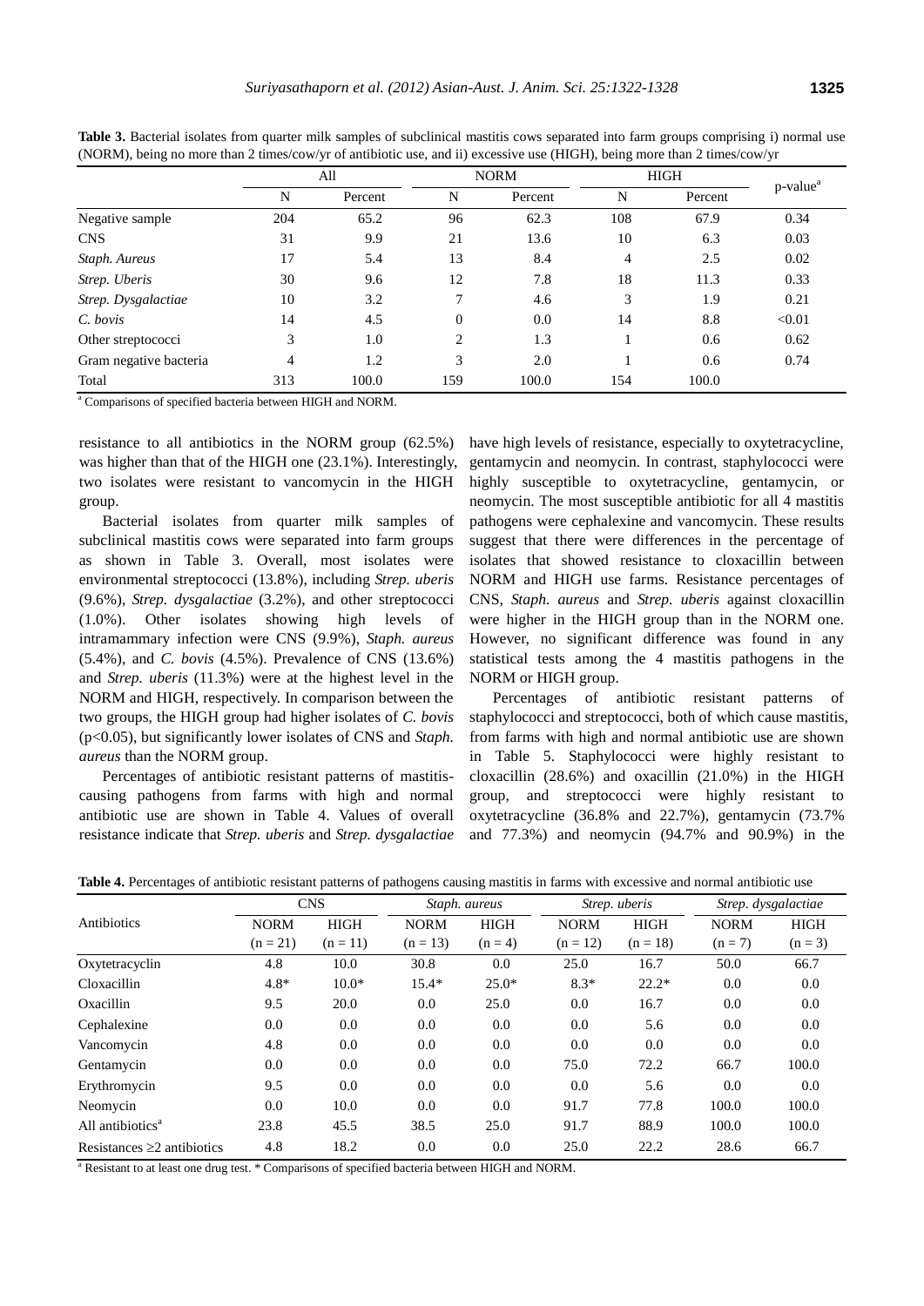**Table 3.** Bacterial isolates from quarter milk samples of subclinical mastitis cows separated into farm groups comprising i) normal use (NORM), being no more than 2 times/cow/yr of antibiotic use, and ii) excessive use (HIGH), being more than 2 times/cow/yr

| | All | | NORM | | HIGH | | p-value[a] |
|---|---|---|---|---|---|---|---|
| | N | Percent | N | Percent | N | Percent | |
| Negative sample | 204 | 65.2 | 96 | 62.3 | 108 | 67.9 | 0.34 |
| CNS | 31 | 9.9 | 21 | 13.6 | 10 | 6.3 | 0.03 |
| *Staph. Aureus* | 17 | 5.4 | 13 | 8.4 | 4 | 2.5 | 0.02 |
| *Strep. Uberis* | 30 | 9.6 | 12 | 7.8 | 18 | 11.3 | 0.33 |
| *Strep. Dysgalactiae* | 10 | 3.2 | 7 | 4.6 | 3 | 1.9 | 0.21 |
| *C. bovis* | 14 | 4.5 | 0 | 0.0 | 14 | 8.8 | <0.01 |
| Other streptococci | 3 | 1.0 | 2 | 1.3 | 1 | 0.6 | 0.62 |
| Gram negative bacteria | 4 | 1.2 | 3 | 2.0 | 1 | 0.6 | 0.74 |
| Total | 313 | 100.0 | 159 | 100.0 | 154 | 100.0 | |

[a] Comparisons of specified bacteria between HIGH and NORM.

resistance to all antibiotics in the NORM group (62.5%) was higher than that of the HIGH one (23.1%). Interestingly, two isolates were resistant to vancomycin in the HIGH group.

Bacterial isolates from quarter milk samples of subclinical mastitis cows were separated into farm groups as shown in Table 3. Overall, most isolates were environmental streptococci (13.8%), including *Strep. uberis* (9.6%), *Strep. dysgalactiae* (3.2%), and other streptococci (1.0%). Other isolates showing high levels of intramammary infection were CNS (9.9%), *Staph. aureus* (5.4%), and *C. bovis* (4.5%). Prevalence of CNS (13.6%) and *Strep. uberis* (11.3%) were at the highest level in the NORM and HIGH, respectively. In comparison between the two groups, the HIGH group had higher isolates of *C. bovis* ($p<0.05$), but significantly lower isolates of CNS and *Staph. aureus* than the NORM group.

Percentages of antibiotic resistant patterns of mastitis-causing pathogens from farms with high and normal antibiotic use are shown in Table 4. Values of overall resistance indicate that *Strep. uberis* and *Strep. dysgalactiae* have high levels of resistance, especially to oxytetracycline, gentamycin and neomycin. In contrast, staphylococci were highly susceptible to oxytetracycline, gentamycin, or neomycin. The most susceptible antibiotic for all 4 mastitis pathogens were cephalexine and vancomycin. These results suggest that there were differences in the percentage of isolates that showed resistance to cloxacillin between NORM and HIGH use farms. Resistance percentages of CNS, *Staph. aureus* and *Strep. uberis* against cloxacillin were higher in the HIGH group than in the NORM one. However, no significant difference was found in any statistical tests among the 4 mastitis pathogens in the NORM or HIGH group.

Percentages of antibiotic resistant patterns of staphylococci and streptococci, both of which cause mastitis, from farms with high and normal antibiotic use are shown in Table 5. Staphylococci were highly resistant to cloxacillin (28.6%) and oxacillin (21.0%) in the HIGH group, and streptococci were highly resistant to oxytetracycline (36.8% and 22.7%), gentamycin (73.7% and 77.3%) and neomycin (94.7% and 90.9%) in the

**Table 4.** Percentages of antibiotic resistant patterns of pathogens causing mastitis in farms with excessive and normal antibiotic use

| Antibiotics | CNS | | *Staph. aureus* | | *Strep. uberis* | | *Strep. dysgalactiae* | |
|---|---|---|---|---|---|---|---|---|
| | NORM (n = 21) | HIGH (n = 11) | NORM (n = 13) | HIGH (n = 4) | NORM (n = 12) | HIGH (n = 18) | NORM (n = 7) | HIGH (n = 3) |
| Oxytetracyclin | 4.8 | 10.0 | 30.8 | 0.0 | 25.0 | 16.7 | 50.0 | 66.7 |
| Cloxacillin | 4.8* | 10.0* | 15.4* | 25.0* | 8.3* | 22.2* | 0.0 | 0.0 |
| Oxacillin | 9.5 | 20.0 | 0.0 | 25.0 | 0.0 | 16.7 | 0.0 | 0.0 |
| Cephalexine | 0.0 | 0.0 | 0.0 | 0.0 | 0.0 | 5.6 | 0.0 | 0.0 |
| Vancomycin | 4.8 | 0.0 | 0.0 | 0.0 | 0.0 | 0.0 | 0.0 | 0.0 |
| Gentamycin | 0.0 | 0.0 | 0.0 | 0.0 | 75.0 | 72.2 | 66.7 | 100.0 |
| Erythromycin | 9.5 | 0.0 | 0.0 | 0.0 | 0.0 | 5.6 | 0.0 | 0.0 |
| Neomycin | 0.0 | 10.0 | 0.0 | 0.0 | 91.7 | 77.8 | 100.0 | 100.0 |
| All antibiotics[a] | 23.8 | 45.5 | 38.5 | 25.0 | 91.7 | 88.9 | 100.0 | 100.0 |
| Resistances ≥2 antibiotics | 4.8 | 18.2 | 0.0 | 0.0 | 25.0 | 22.2 | 28.6 | 66.7 |

[a] Resistant to at least one drug test. * Comparisons of specified bacteria between HIGH and NORM.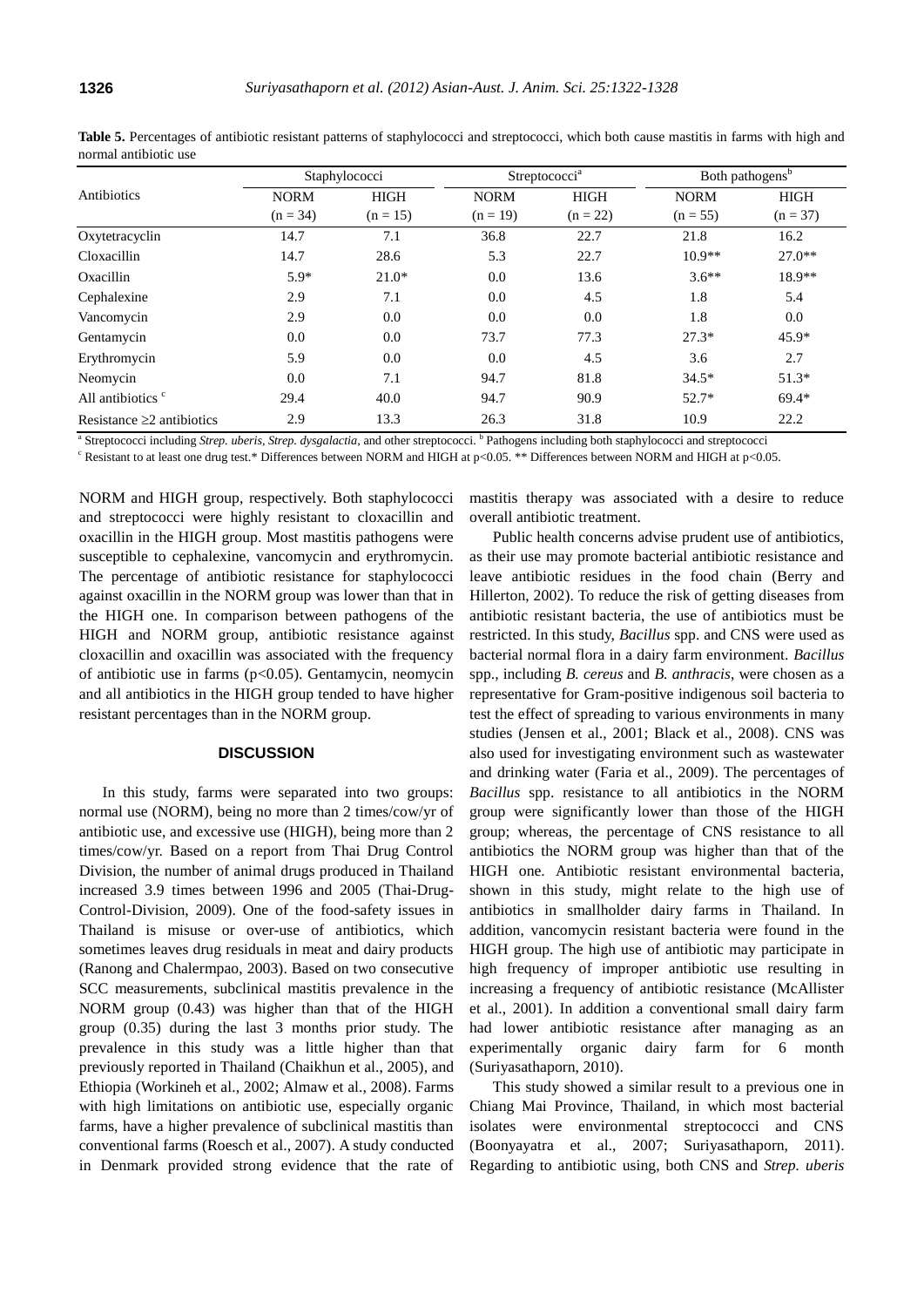**Table 5.** Percentages of antibiotic resistant patterns of staphylococci and streptococci, which both cause mastitis in farms with high and normal antibiotic use

| Antibiotics | Staphylococci | | Streptococci[a] | | Both pathogens[b] | |
|---|---|---|---|---|---|---|
| | NORM (n = 34) | HIGH (n = 15) | NORM (n = 19) | HIGH (n = 22) | NORM (n = 55) | HIGH (n = 37) |
| Oxytetracyclin | 14.7 | 7.1 | 36.8 | 22.7 | 21.8 | 16.2 |
| Cloxacillin | 14.7 | 28.6 | 5.3 | 22.7 | 10.9** | 27.0** |
| Oxacillin | 5.9* | 21.0* | 0.0 | 13.6 | 3.6** | 18.9** |
| Cephalexine | 2.9 | 7.1 | 0.0 | 4.5 | 1.8 | 5.4 |
| Vancomycin | 2.9 | 0.0 | 0.0 | 0.0 | 1.8 | 0.0 |
| Gentamycin | 0.0 | 0.0 | 73.7 | 77.3 | 27.3* | 45.9* |
| Erythromycin | 5.9 | 0.0 | 0.0 | 4.5 | 3.6 | 2.7 |
| Neomycin | 0.0 | 7.1 | 94.7 | 81.8 | 34.5* | 51.3* |
| All antibiotics [c] | 29.4 | 40.0 | 94.7 | 90.9 | 52.7* | 69.4* |
| Resistance ≥2 antibiotics | 2.9 | 13.3 | 26.3 | 31.8 | 10.9 | 22.2 |

[a] Streptococci including *Strep. uberis*, *Strep. dysgalactia*, and other streptococci. [b] Pathogens including both staphylococci and streptococci
[c] Resistant to at least one drug test.* Differences between NORM and HIGH at p<0.05. ** Differences between NORM and HIGH at p<0.05.

NORM and HIGH group, respectively. Both staphylococci and streptococci were highly resistant to cloxacillin and oxacillin in the HIGH group. Most mastitis pathogens were susceptible to cephalexine, vancomycin and erythromycin. The percentage of antibiotic resistance for staphylococci against oxacillin in the NORM group was lower than that in the HIGH one. In comparison between pathogens of the HIGH and NORM group, antibiotic resistance against cloxacillin and oxacillin was associated with the frequency of antibiotic use in farms ($p<0.05$). Gentamycin, neomycin and all antibiotics in the HIGH group tended to have higher resistant percentages than in the NORM group.

## DISCUSSION

In this study, farms were separated into two groups: normal use (NORM), being no more than 2 times/cow/yr of antibiotic use, and excessive use (HIGH), being more than 2 times/cow/yr. Based on a report from Thai Drug Control Division, the number of animal drugs produced in Thailand increased 3.9 times between 1996 and 2005 (Thai-Drug-Control-Division, 2009). One of the food-safety issues in Thailand is misuse or over-use of antibiotics, which sometimes leaves drug residuals in meat and dairy products (Ranong and Chalermpao, 2003). Based on two consecutive SCC measurements, subclinical mastitis prevalence in the NORM group (0.43) was higher than that of the HIGH group (0.35) during the last 3 months prior study. The prevalence in this study was a little higher than that previously reported in Thailand (Chaikhun et al., 2005), and Ethiopia (Workineh et al., 2002; Almaw et al., 2008). Farms with high limitations on antibiotic use, especially organic farms, have a higher prevalence of subclinical mastitis than conventional farms (Roesch et al., 2007). A study conducted in Denmark provided strong evidence that the rate of mastitis therapy was associated with a desire to reduce overall antibiotic treatment.

Public health concerns advise prudent use of antibiotics, as their use may promote bacterial antibiotic resistance and leave antibiotic residues in the food chain (Berry and Hillerton, 2002). To reduce the risk of getting diseases from antibiotic resistant bacteria, the use of antibiotics must be restricted. In this study, *Bacillus* spp. and CNS were used as bacterial normal flora in a dairy farm environment. *Bacillus* spp., including *B. cereus* and *B. anthracis*, were chosen as a representative for Gram-positive indigenous soil bacteria to test the effect of spreading to various environments in many studies (Jensen et al., 2001; Black et al., 2008). CNS was also used for investigating environment such as wastewater and drinking water (Faria et al., 2009). The percentages of *Bacillus* spp. resistance to all antibiotics in the NORM group were significantly lower than those of the HIGH group; whereas, the percentage of CNS resistance to all antibiotics the NORM group was higher than that of the HIGH one. Antibiotic resistant environmental bacteria, shown in this study, might relate to the high use of antibiotics in smallholder dairy farms in Thailand. In addition, vancomycin resistant bacteria were found in the HIGH group. The high use of antibiotic may participate in high frequency of improper antibiotic use resulting in increasing a frequency of antibiotic resistance (McAllister et al., 2001). In addition a conventional small dairy farm had lower antibiotic resistance after managing as an experimentally organic dairy farm for 6 month (Suriyasathaporn, 2010).

This study showed a similar result to a previous one in Chiang Mai Province, Thailand, in which most bacterial isolates were environmental streptococci and CNS (Boonyayatra et al., 2007; Suriyasathaporn, 2011). Regarding to antibiotic using, both CNS and *Strep. uberis*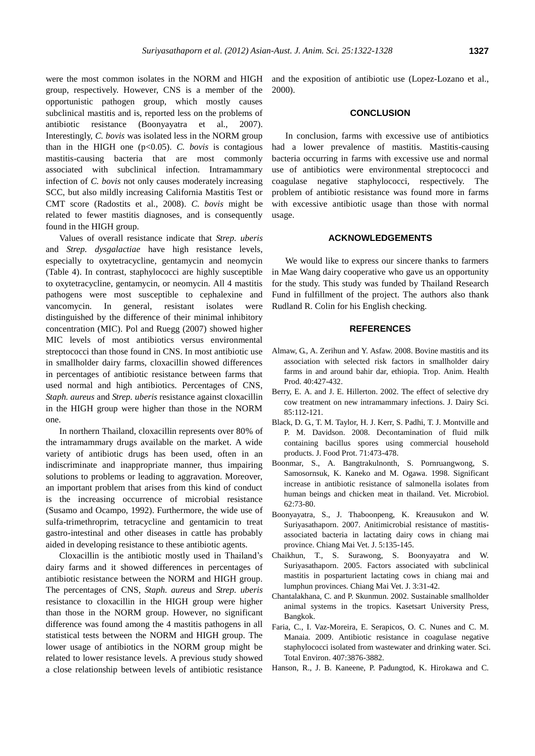were the most common isolates in the NORM and HIGH group, respectively. However, CNS is a member of the opportunistic pathogen group, which mostly causes subclinical mastitis and is, reported less on the problems of antibiotic resistance (Boonyayatra et al., 2007). Interestingly, *C. bovis* was isolated less in the NORM group than in the HIGH one ($p<0.05$). *C. bovis* is contagious mastitis-causing bacteria that are most commonly associated with subclinical infection. Intramammary infection of *C. bovis* not only causes moderately increasing SCC, but also mildly increasing California Mastitis Test or CMT score (Radostits et al., 2008). *C. bovis* might be related to fewer mastitis diagnoses, and is consequently found in the HIGH group.

Values of overall resistance indicate that *Strep. uberis* and *Strep. dysgalactiae* have high resistance levels, especially to oxytetracycline, gentamycin and neomycin (Table 4). In contrast, staphylococci are highly susceptible to oxytetracycline, gentamycin, or neomycin. All 4 mastitis pathogens were most susceptible to cephalexine and vancomycin. In general, resistant isolates were distinguished by the difference of their minimal inhibitory concentration (MIC). Pol and Ruegg (2007) showed higher MIC levels of most antibiotics versus environmental streptococci than those found in CNS. In most antibiotic use in smallholder dairy farms, cloxacillin showed differences in percentages of antibiotic resistance between farms that used normal and high antibiotics. Percentages of CNS, *Staph. aureus* and *Strep. uberis* resistance against cloxacillin in the HIGH group were higher than those in the NORM one.

In northern Thailand, cloxacillin represents over 80% of the intramammary drugs available on the market. A wide variety of antibiotic drugs has been used, often in an indiscriminate and inappropriate manner, thus impairing solutions to problems or leading to aggravation. Moreover, an important problem that arises from this kind of conduct is the increasing occurrence of microbial resistance (Susamo and Ocampo, 1992). Furthermore, the wide use of sulfa-trimethroprim, tetracycline and gentamicin to treat gastro-intestinal and other diseases in cattle has probably aided in developing resistance to these antibiotic agents.

Cloxacillin is the antibiotic mostly used in Thailand's dairy farms and it showed differences in percentages of antibiotic resistance between the NORM and HIGH group. The percentages of CNS, *Staph. aureus* and *Strep. uberis* resistance to cloxacillin in the HIGH group were higher than those in the NORM group. However, no significant difference was found among the 4 mastitis pathogens in all statistical tests between the NORM and HIGH group. The lower usage of antibiotics in the NORM group might be related to lower resistance levels. A previous study showed a close relationship between levels of antibiotic resistance and the exposition of antibiotic use (Lopez-Lozano et al., 2000).

## CONCLUSION

In conclusion, farms with excessive use of antibiotics had a lower prevalence of mastitis. Mastitis-causing bacteria occurring in farms with excessive use and normal use of antibiotics were environmental streptococci and coagulase negative staphylococci, respectively. The problem of antibiotic resistance was found more in farms with excessive antibiotic usage than those with normal usage.

## ACKNOWLEDGEMENTS

We would like to express our sincere thanks to farmers in Mae Wang dairy cooperative who gave us an opportunity for the study. This study was funded by Thailand Research Fund in fulfillment of the project. The authors also thank Rudland R. Colin for his English checking.

## REFERENCES

Almaw, G., A. Zerihun and Y. Asfaw. 2008. Bovine mastitis and its association with selected risk factors in smallholder dairy farms in and around bahir dar, ethiopia. Trop. Anim. Health Prod. 40:427-432.

Berry, E. A. and J. E. Hillerton. 2002. The effect of selective dry cow treatment on new intramammary infections. J. Dairy Sci. 85:112-121.

Black, D. G., T. M. Taylor, H. J. Kerr, S. Padhi, T. J. Montville and P. M. Davidson. 2008. Decontamination of fluid milk containing bacillus spores using commercial household products. J. Food Prot. 71:473-478.

Boonmar, S., A. Bangtrakulnonth, S. Pornruangwong, S. Samosornsuk, K. Kaneko and M. Ogawa. 1998. Significant increase in antibiotic resistance of salmonella isolates from human beings and chicken meat in thailand. Vet. Microbiol. 62:73-80.

Boonyayatra, S., J. Thaboonpeng, K. Kreausukon and W. Suriyasathaporn. 2007. Anitimicrobial resistance of mastitis-associated bacteria in lactating dairy cows in chiang mai province. Chiang Mai Vet. J. 5:135-145.

Chaikhun, T., S. Surawong, S. Boonyayatra and W. Suriyasathaporn. 2005. Factors associated with subclinical mastitis in posparturient lactating cows in chiang mai and lumphun provinces. Chiang Mai Vet. J. 3:31-42.

Chantalakhana, C. and P. Skunmun. 2002. Sustainable smallholder animal systems in the tropics. Kasetsart University Press, Bangkok.

Faria, C., I. Vaz-Moreira, E. Serapicos, O. C. Nunes and C. M. Manaia. 2009. Antibiotic resistance in coagulase negative staphylococci isolated from wastewater and drinking water. Sci. Total Environ. 407:3876-3882.

Hanson, R., J. B. Kaneene, P. Padungtod, K. Hirokawa and C.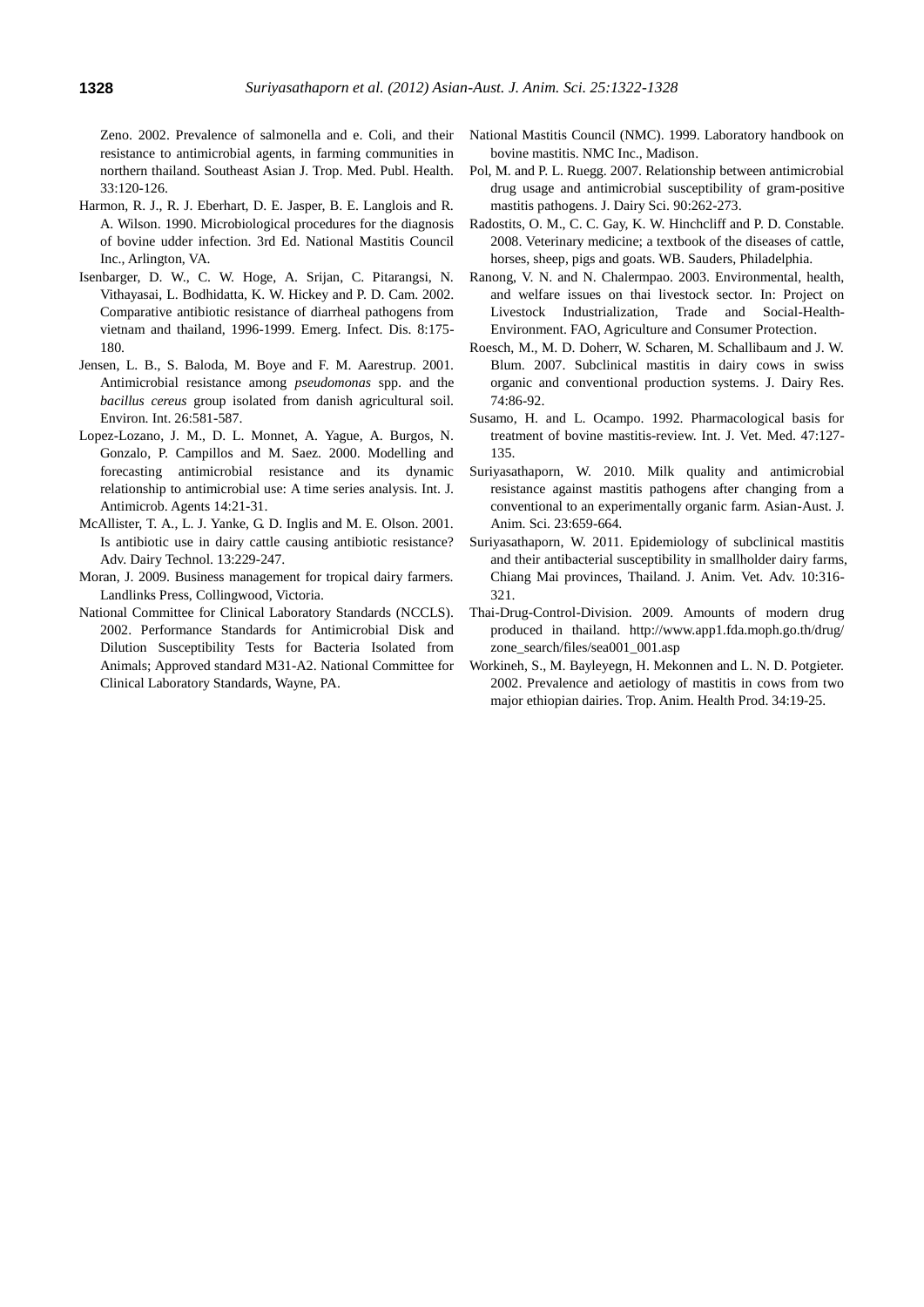Zeno. 2002. Prevalence of salmonella and e. Coli, and their resistance to antimicrobial agents, in farming communities in northern thailand. Southeast Asian J. Trop. Med. Publ. Health. 33:120-126.

Harmon, R. J., R. J. Eberhart, D. E. Jasper, B. E. Langlois and R. A. Wilson. 1990. Microbiological procedures for the diagnosis of bovine udder infection. 3rd Ed. National Mastitis Council Inc., Arlington, VA.

Isenbarger, D. W., C. W. Hoge, A. Srijan, C. Pitarangsi, N. Vithayasai, L. Bodhidatta, K. W. Hickey and P. D. Cam. 2002. Comparative antibiotic resistance of diarrheal pathogens from vietnam and thailand, 1996-1999. Emerg. Infect. Dis. 8:175-180.

Jensen, L. B., S. Baloda, M. Boye and F. M. Aarestrup. 2001. Antimicrobial resistance among *pseudomonas* spp. and the *bacillus cereus* group isolated from danish agricultural soil. Environ. Int. 26:581-587.

Lopez-Lozano, J. M., D. L. Monnet, A. Yague, A. Burgos, N. Gonzalo, P. Campillos and M. Saez. 2000. Modelling and forecasting antimicrobial resistance and its dynamic relationship to antimicrobial use: A time series analysis. Int. J. Antimicrob. Agents 14:21-31.

McAllister, T. A., L. J. Yanke, G. D. Inglis and M. E. Olson. 2001. Is antibiotic use in dairy cattle causing antibiotic resistance? Adv. Dairy Technol. 13:229-247.

Moran, J. 2009. Business management for tropical dairy farmers. Landlinks Press, Collingwood, Victoria.

National Committee for Clinical Laboratory Standards (NCCLS). 2002. Performance Standards for Antimicrobial Disk and Dilution Susceptibility Tests for Bacteria Isolated from Animals; Approved standard M31-A2. National Committee for Clinical Laboratory Standards, Wayne, PA.

National Mastitis Council (NMC). 1999. Laboratory handbook on bovine mastitis. NMC Inc., Madison.

Pol, M. and P. L. Ruegg. 2007. Relationship between antimicrobial drug usage and antimicrobial susceptibility of gram-positive mastitis pathogens. J. Dairy Sci. 90:262-273.

Radostits, O. M., C. C. Gay, K. W. Hinchcliff and P. D. Constable. 2008. Veterinary medicine; a textbook of the diseases of cattle, horses, sheep, pigs and goats. WB. Sauders, Philadelphia.

Ranong, V. N. and N. Chalermpao. 2003. Environmental, health, and welfare issues on thai livestock sector. In: Project on Livestock Industrialization, Trade and Social-Health-Environment. FAO, Agriculture and Consumer Protection.

Roesch, M., M. D. Doherr, W. Scharen, M. Schallibaum and J. W. Blum. 2007. Subclinical mastitis in dairy cows in swiss organic and conventional production systems. J. Dairy Res. 74:86-92.

Susamo, H. and L. Ocampo. 1992. Pharmacological basis for treatment of bovine mastitis-review. Int. J. Vet. Med. 47:127-135.

Suriyasathaporn, W. 2010. Milk quality and antimicrobial resistance against mastitis pathogens after changing from a conventional to an experimentally organic farm. Asian-Aust. J. Anim. Sci. 23:659-664.

Suriyasathaporn, W. 2011. Epidemiology of subclinical mastitis and their antibacterial susceptibility in smallholder dairy farms, Chiang Mai provinces, Thailand. J. Anim. Vet. Adv. 10:316-321.

Thai-Drug-Control-Division. 2009. Amounts of modern drug produced in thailand. http://www.app1.fda.moph.go.th/drug/zone_search/files/sea001_001.asp

Workineh, S., M. Bayleyegn, H. Mekonnen and L. N. D. Potgieter. 2002. Prevalence and aetiology of mastitis in cows from two major ethiopian dairies. Trop. Anim. Health Prod. 34:19-25.